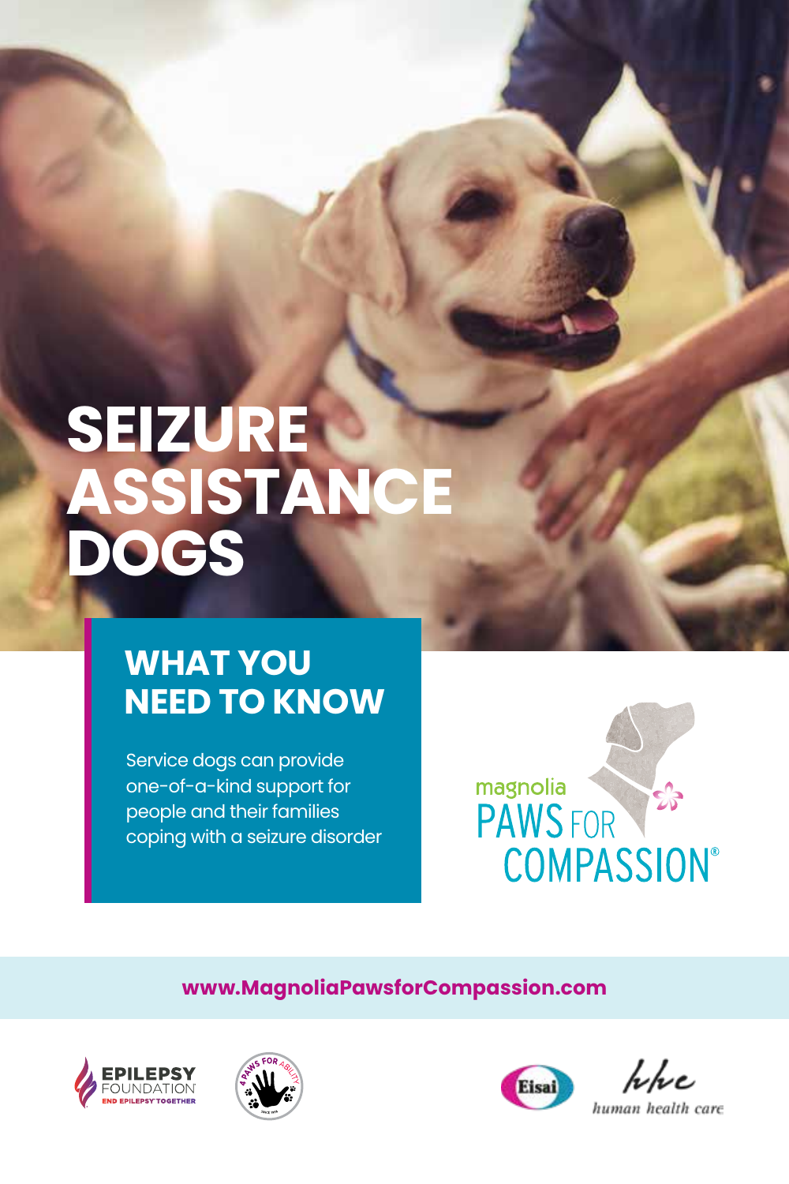# SEIZURE ASSISTANCE DOGS

## WHAT YOU NEED TO KNOW

Service dogs can provide one-of-a-kind support for people and their families coping with a seizure disorder

magnolia PAWS FOR COMPASSION®

www.MagnoliaPawsforCompassion.com

EPILEPSY FOUNDATION
END EPILEPSY TOGETHER

4 PAWS FOR ABILITY

Eisai

hhc human health care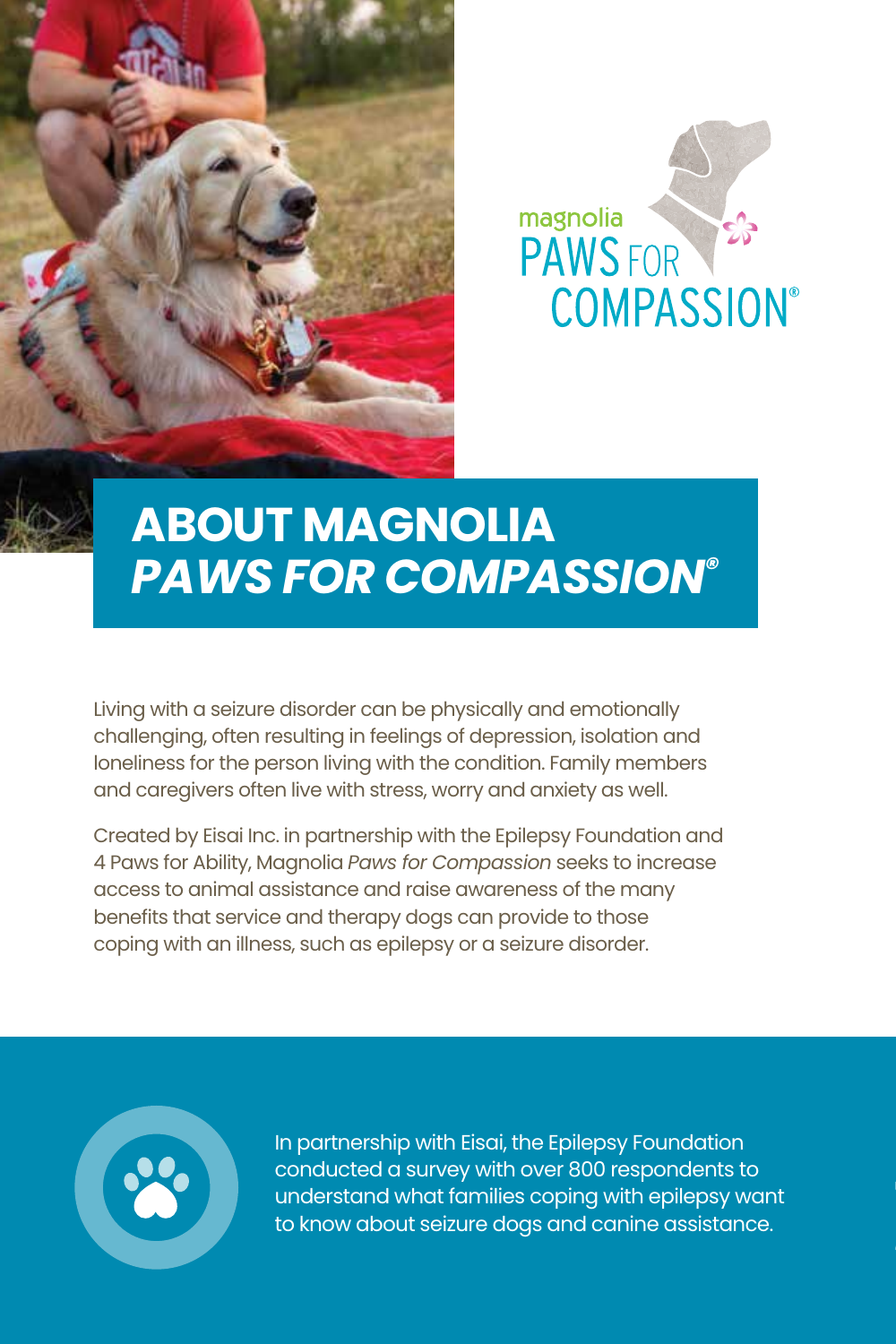# ABOUT MAGNOLIA *PAWS FOR COMPASSION®*

Living with a seizure disorder can be physically and emotionally challenging, often resulting in feelings of depression, isolation and loneliness for the person living with the condition. Family members and caregivers often live with stress, worry and anxiety as well.

Created by Eisai Inc. in partnership with the Epilepsy Foundation and 4 Paws for Ability, Magnolia *Paws for Compassion* seeks to increase access to animal assistance and raise awareness of the many benefits that service and therapy dogs can provide to those coping with an illness, such as epilepsy or a seizure disorder.

In partnership with Eisai, the Epilepsy Foundation conducted a survey with over 800 respondents to understand what families coping with epilepsy want to know about seizure dogs and canine assistance.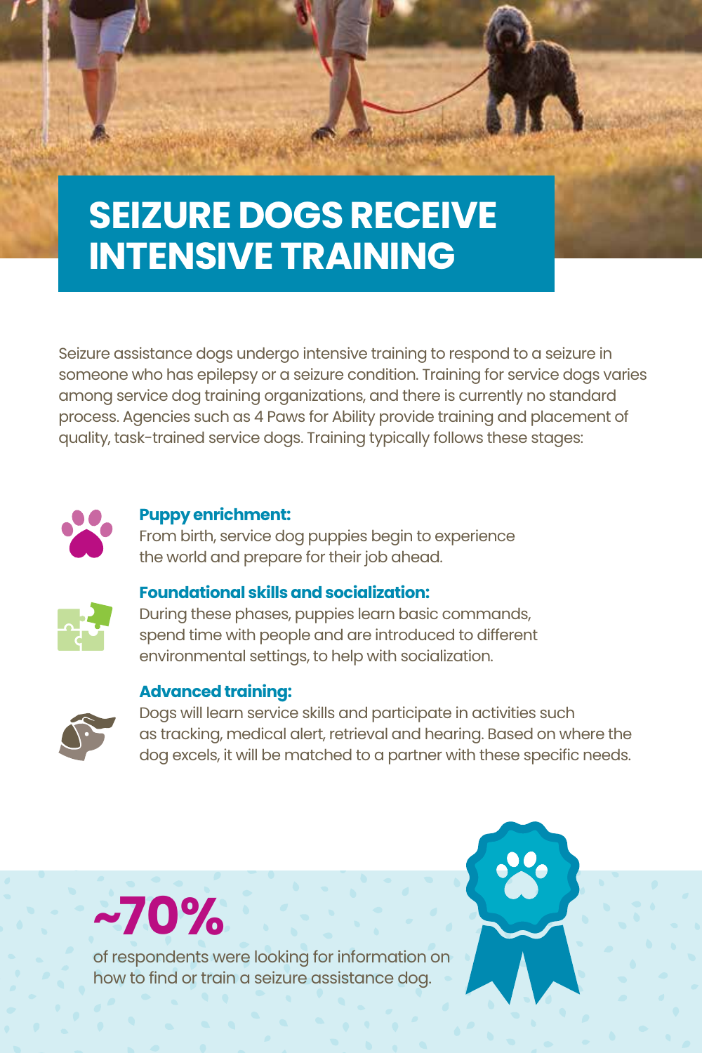# SEIZURE DOGS RECEIVE INTENSIVE TRAINING

Seizure assistance dogs undergo intensive training to respond to a seizure in someone who has epilepsy or a seizure condition. Training for service dogs varies among service dog training organizations, and there is currently no standard process. Agencies such as 4 Paws for Ability provide training and placement of quality, task-trained service dogs. Training typically follows these stages:

**Puppy enrichment:**
From birth, service dog puppies begin to experience the world and prepare for their job ahead.

**Foundational skills and socialization:**
During these phases, puppies learn basic commands, spend time with people and are introduced to different environmental settings, to help with socialization.

**Advanced training:**
Dogs will learn service skills and participate in activities such as tracking, medical alert, retrieval and hearing. Based on where the dog excels, it will be matched to a partner with these specific needs.

**~70%**

of respondents were looking for information on how to find or train a seizure assistance dog.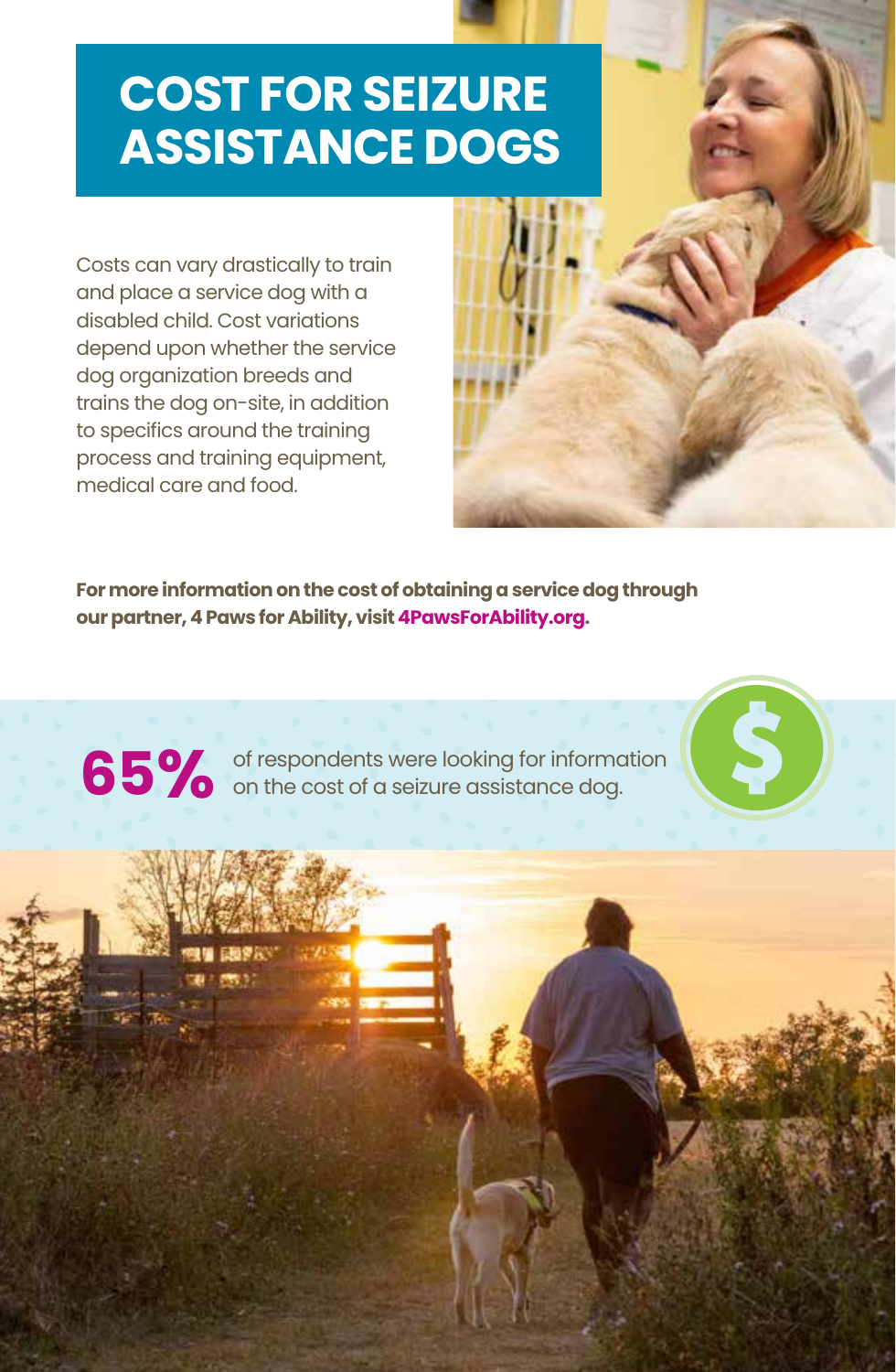# COST FOR SEIZURE ASSISTANCE DOGS

Costs can vary drastically to train and place a service dog with a disabled child. Cost variations depend upon whether the service dog organization breeds and trains the dog on-site, in addition to specifics around the training process and training equipment, medical care and food.

**For more information on the cost of obtaining a service dog through our partner, 4 Paws for Ability, visit 4PawsForAbility.org.**

**65%** of respondents were looking for information on the cost of a seizure assistance dog.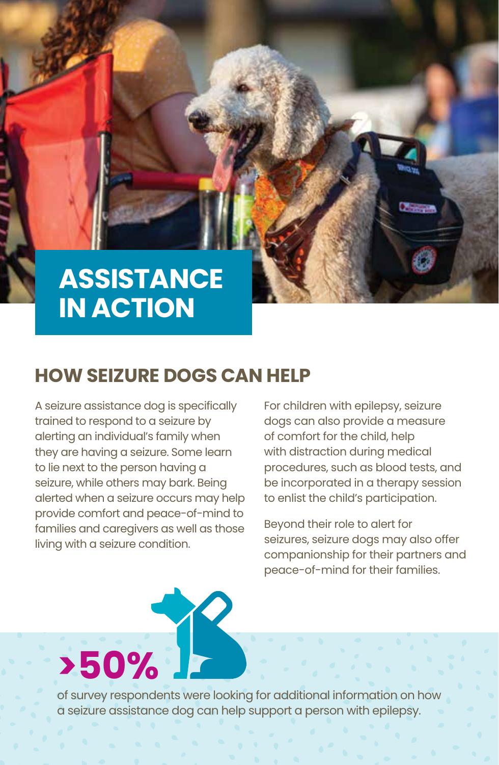# ASSISTANCE IN ACTION

## HOW SEIZURE DOGS CAN HELP

A seizure assistance dog is specifically trained to respond to a seizure by alerting an individual's family when they are having a seizure. Some learn to lie next to the person having a seizure, while others may bark. Being alerted when a seizure occurs may help provide comfort and peace-of-mind to families and caregivers as well as those living with a seizure condition.

For children with epilepsy, seizure dogs can also provide a measure of comfort for the child, help with distraction during medical procedures, such as blood tests, and be incorporated in a therapy session to enlist the child's participation.

Beyond their role to alert for seizures, seizure dogs may also offer companionship for their partners and peace-of-mind for their families.

**>50%**

of survey respondents were looking for additional information on how a seizure assistance dog can help support a person with epilepsy.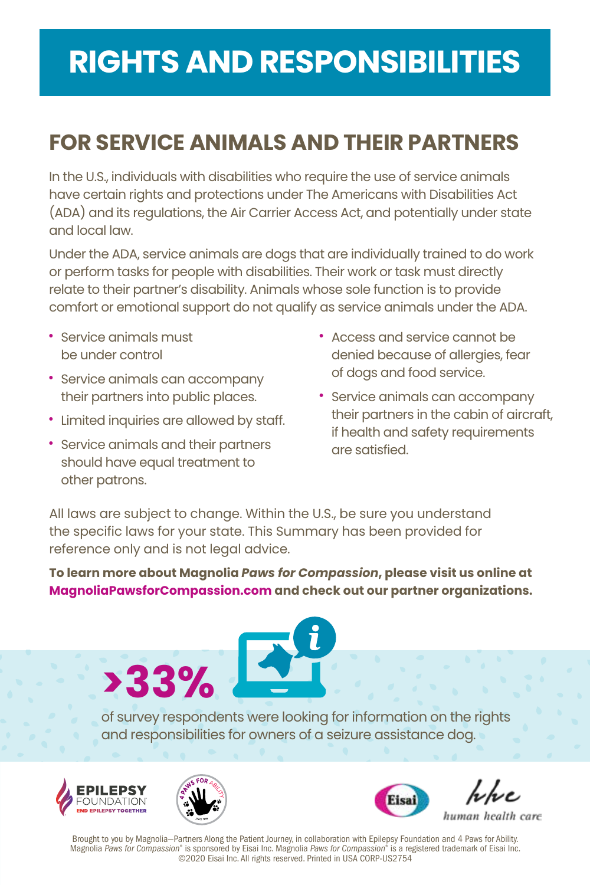# RIGHTS AND RESPONSIBILITIES

## FOR SERVICE ANIMALS AND THEIR PARTNERS

In the U.S., individuals with disabilities who require the use of service animals have certain rights and protections under The Americans with Disabilities Act (ADA) and its regulations, the Air Carrier Access Act, and potentially under state and local law.

Under the ADA, service animals are dogs that are individually trained to do work or perform tasks for people with disabilities. Their work or task must directly relate to their partner's disability. Animals whose sole function is to provide comfort or emotional support do not qualify as service animals under the ADA.

- Service animals must be under control
- Service animals can accompany their partners into public places.
- Limited inquiries are allowed by staff.
- Service animals and their partners should have equal treatment to other patrons.
- Access and service cannot be denied because of allergies, fear of dogs and food service.
- Service animals can accompany their partners in the cabin of aircraft, if health and safety requirements are satisfied.

All laws are subject to change. Within the U.S., be sure you understand the specific laws for your state. This Summary has been provided for reference only and is not legal advice.

**To learn more about Magnolia *Paws for Compassion*, please visit us online at MagnoliaPawsforCompassion.com and check out our partner organizations.**

**>33%**

of survey respondents were looking for information on the rights and responsibilities for owners of a seizure assistance dog.

EPILEPSY FOUNDATION — END EPILEPSY TOGETHER

4 PAWS FOR ABILITY

Eisai — hhc human health care

Brought to you by Magnolia—Partners Along the Patient Journey, in collaboration with Epilepsy Foundation and 4 Paws for Ability. Magnolia *Paws for Compassion*® is sponsored by Eisai Inc. Magnolia *Paws for Compassion*® is a registered trademark of Eisai Inc. ©2020 Eisai Inc. All rights reserved. Printed in USA CORP-US2754